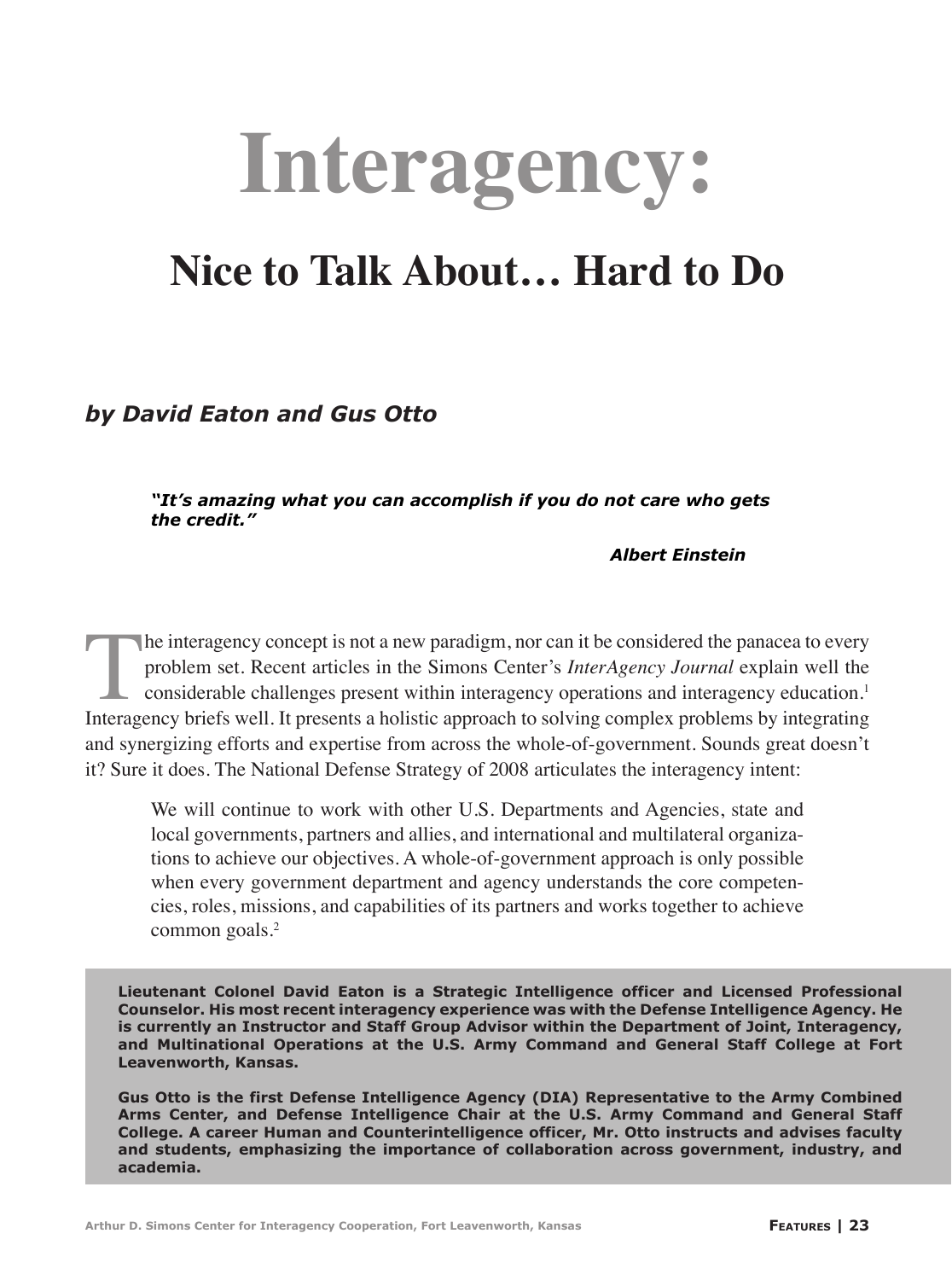# Interagency:

## Nice to Talk About… Hard to Do

***by David Eaton and Gus Otto***

> ***"It's amazing what you can accomplish if you do not care who gets the credit."***
>
> ***Albert Einstein***

The interagency concept is not a new paradigm, nor can it be considered the panacea to every problem set. Recent articles in the Simons Center's *InterAgency Journal* explain well the considerable challenges present within interagency operations and interagency education.[1] Interagency briefs well. It presents a holistic approach to solving complex problems by integrating and synergizing efforts and expertise from across the whole-of-government. Sounds great doesn't it? Sure it does. The National Defense Strategy of 2008 articulates the interagency intent:

> We will continue to work with other U.S. Departments and Agencies, state and local governments, partners and allies, and international and multilateral organizations to achieve our objectives. A whole-of-government approach is only possible when every government department and agency understands the core competencies, roles, missions, and capabilities of its partners and works together to achieve common goals.[2]

**Lieutenant Colonel David Eaton is a Strategic Intelligence officer and Licensed Professional Counselor. His most recent interagency experience was with the Defense Intelligence Agency. He is currently an Instructor and Staff Group Advisor within the Department of Joint, Interagency, and Multinational Operations at the U.S. Army Command and General Staff College at Fort Leavenworth, Kansas.**

**Gus Otto is the first Defense Intelligence Agency (DIA) Representative to the Army Combined Arms Center, and Defense Intelligence Chair at the U.S. Army Command and General Staff College. A career Human and Counterintelligence officer, Mr. Otto instructs and advises faculty and students, emphasizing the importance of collaboration across government, industry, and academia.**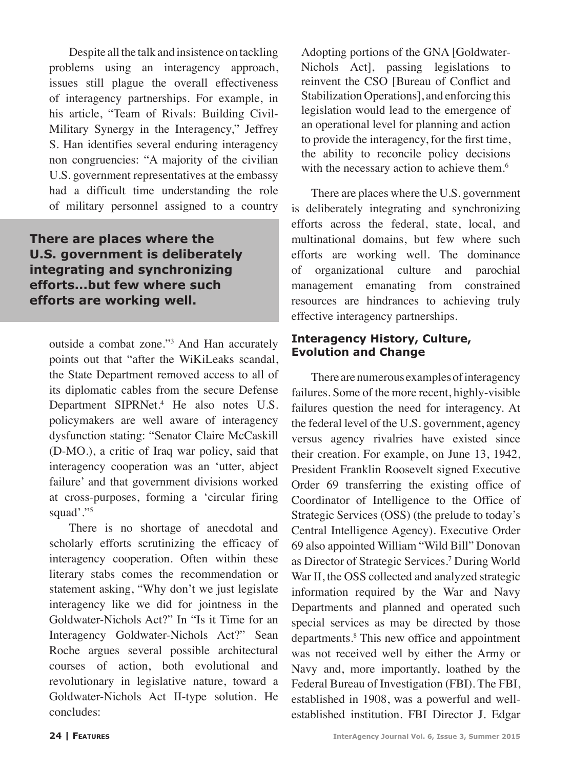Despite all the talk and insistence on tackling problems using an interagency approach, issues still plague the overall effectiveness of interagency partnerships. For example, in his article, "Team of Rivals: Building Civil-Military Synergy in the Interagency," Jeffrey S. Han identifies several enduring interagency non congruencies: "A majority of the civilian U.S. government representatives at the embassy had a difficult time understanding the role of military personnel assigned to a country outside a combat zone."[3] And Han accurately points out that "after the WiKiLeaks scandal, the State Department removed access to all of its diplomatic cables from the secure Defense Department SIPRNet.[4] He also notes U.S. policymakers are well aware of interagency dysfunction stating: "Senator Claire McCaskill (D-MO.), a critic of Iraq war policy, said that interagency cooperation was an 'utter, abject failure' and that government divisions worked at cross-purposes, forming a 'circular firing squad'."[5]

**There are places where the U.S. government is deliberately integrating and synchronizing efforts...but few where such efforts are working well.**

There is no shortage of anecdotal and scholarly efforts scrutinizing the efficacy of interagency cooperation. Often within these literary stabs comes the recommendation or statement asking, "Why don't we just legislate interagency like we did for jointness in the Goldwater-Nichols Act?" In "Is it Time for an Interagency Goldwater-Nichols Act?" Sean Roche argues several possible architectural courses of action, both evolutional and revolutionary in legislative nature, toward a Goldwater-Nichols Act II-type solution. He concludes:

> Adopting portions of the GNA [Goldwater-Nichols Act], passing legislations to reinvent the CSO [Bureau of Conflict and Stabilization Operations], and enforcing this legislation would lead to the emergence of an operational level for planning and action to provide the interagency, for the first time, the ability to reconcile policy decisions with the necessary action to achieve them.[6]

There are places where the U.S. government is deliberately integrating and synchronizing efforts across the federal, state, local, and multinational domains, but few where such efforts are working well. The dominance of organizational culture and parochial management emanating from constrained resources are hindrances to achieving truly effective interagency partnerships.

## Interagency History, Culture, Evolution and Change

There are numerous examples of interagency failures. Some of the more recent, highly-visible failures question the need for interagency. At the federal level of the U.S. government, agency versus agency rivalries have existed since their creation. For example, on June 13, 1942, President Franklin Roosevelt signed Executive Order 69 transferring the existing office of Coordinator of Intelligence to the Office of Strategic Services (OSS) (the prelude to today's Central Intelligence Agency). Executive Order 69 also appointed William "Wild Bill" Donovan as Director of Strategic Services.[7] During World War II, the OSS collected and analyzed strategic information required by the War and Navy Departments and planned and operated such special services as may be directed by those departments.[8] This new office and appointment was not received well by either the Army or Navy and, more importantly, loathed by the Federal Bureau of Investigation (FBI). The FBI, established in 1908, was a powerful and well-established institution. FBI Director J. Edgar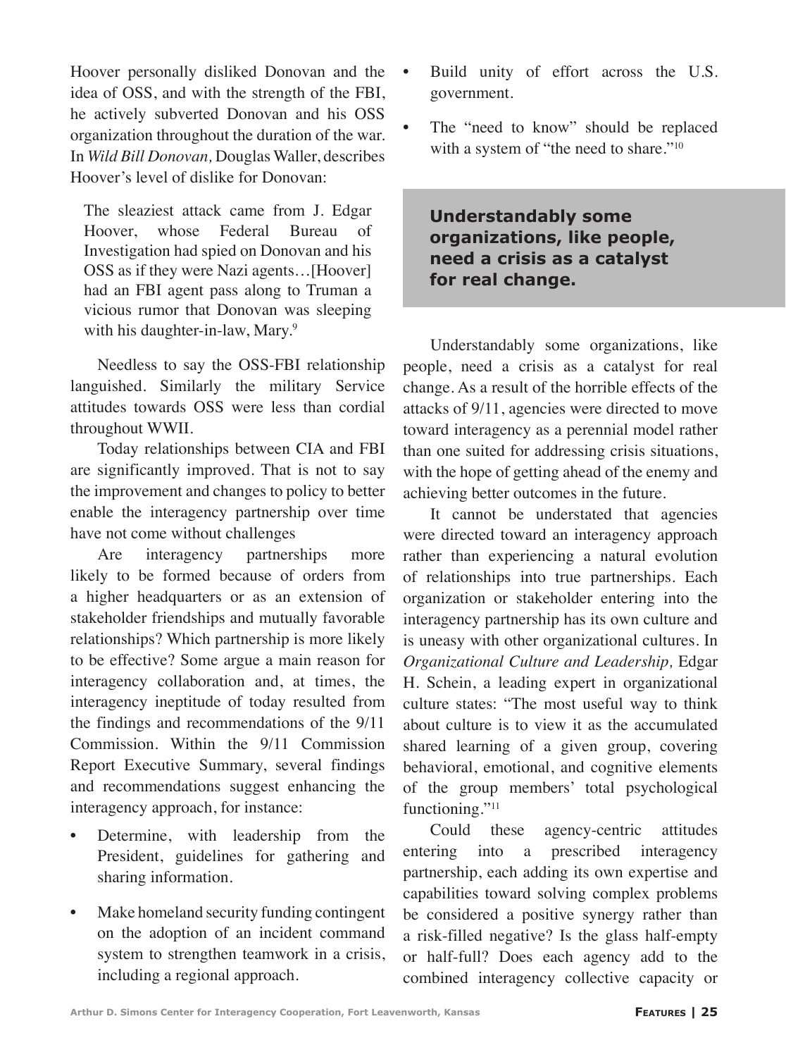Hoover personally disliked Donovan and the idea of OSS, and with the strength of the FBI, he actively subverted Donovan and his OSS organization throughout the duration of the war. In *Wild Bill Donovan,* Douglas Waller, describes Hoover's level of dislike for Donovan:

> The sleaziest attack came from J. Edgar Hoover, whose Federal Bureau of Investigation had spied on Donovan and his OSS as if they were Nazi agents…[Hoover] had an FBI agent pass along to Truman a vicious rumor that Donovan was sleeping with his daughter-in-law, Mary.[9]

Needless to say the OSS-FBI relationship languished. Similarly the military Service attitudes towards OSS were less than cordial throughout WWII.

Today relationships between CIA and FBI are significantly improved. That is not to say the improvement and changes to policy to better enable the interagency partnership over time have not come without challenges

Are interagency partnerships more likely to be formed because of orders from a higher headquarters or as an extension of stakeholder friendships and mutually favorable relationships? Which partnership is more likely to be effective? Some argue a main reason for interagency collaboration and, at times, the interagency ineptitude of today resulted from the findings and recommendations of the 9/11 Commission. Within the 9/11 Commission Report Executive Summary, several findings and recommendations suggest enhancing the interagency approach, for instance:

- Determine, with leadership from the President, guidelines for gathering and sharing information.
- Make homeland security funding contingent on the adoption of an incident command system to strengthen teamwork in a crisis, including a regional approach.
- Build unity of effort across the U.S. government.
- The "need to know" should be replaced with a system of "the need to share."[10]

**Understandably some organizations, like people, need a crisis as a catalyst for real change.**

Understandably some organizations, like people, need a crisis as a catalyst for real change. As a result of the horrible effects of the attacks of 9/11, agencies were directed to move toward interagency as a perennial model rather than one suited for addressing crisis situations, with the hope of getting ahead of the enemy and achieving better outcomes in the future.

It cannot be understated that agencies were directed toward an interagency approach rather than experiencing a natural evolution of relationships into true partnerships. Each organization or stakeholder entering into the interagency partnership has its own culture and is uneasy with other organizational cultures. In *Organizational Culture and Leadership,* Edgar H. Schein, a leading expert in organizational culture states: "The most useful way to think about culture is to view it as the accumulated shared learning of a given group, covering behavioral, emotional, and cognitive elements of the group members' total psychological functioning."[11]

Could these agency-centric attitudes entering into a prescribed interagency partnership, each adding its own expertise and capabilities toward solving complex problems be considered a positive synergy rather than a risk-filled negative? Is the glass half-empty or half-full? Does each agency add to the combined interagency collective capacity or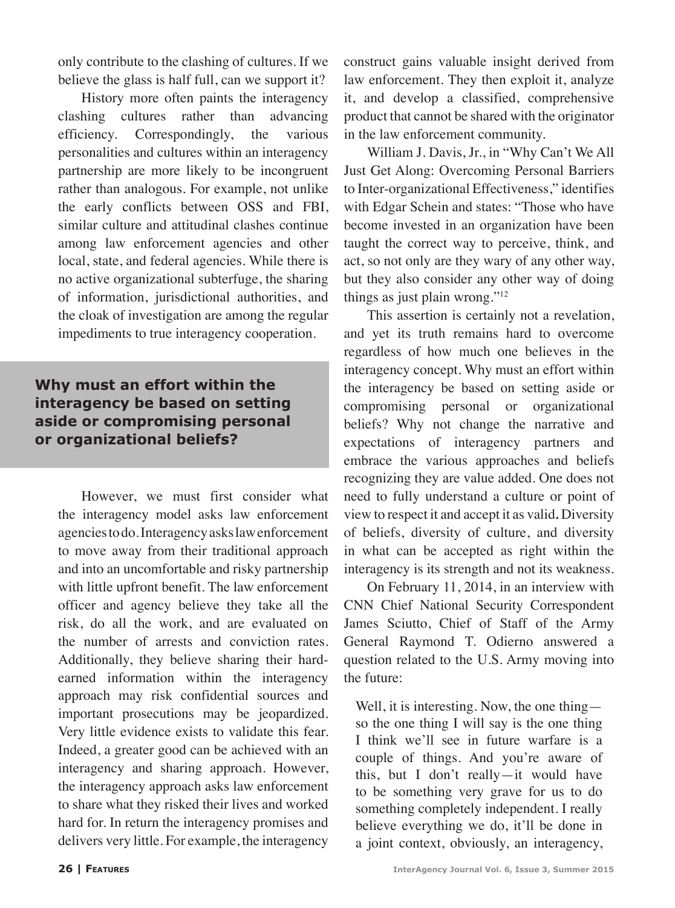only contribute to the clashing of cultures. If we believe the glass is half full, can we support it?

History more often paints the interagency clashing cultures rather than advancing efficiency. Correspondingly, the various personalities and cultures within an interagency partnership are more likely to be incongruent rather than analogous. For example, not unlike the early conflicts between OSS and FBI, similar culture and attitudinal clashes continue among law enforcement agencies and other local, state, and federal agencies. While there is no active organizational subterfuge, the sharing of information, jurisdictional authorities, and the cloak of investigation are among the regular impediments to true interagency cooperation.

> **Why must an effort within the interagency be based on setting aside or compromising personal or organizational beliefs?**

However, we must first consider what the interagency model asks law enforcement agencies to do. Interagency asks law enforcement to move away from their traditional approach and into an uncomfortable and risky partnership with little upfront benefit. The law enforcement officer and agency believe they take all the risk, do all the work, and are evaluated on the number of arrests and conviction rates. Additionally, they believe sharing their hard-earned information within the interagency approach may risk confidential sources and important prosecutions may be jeopardized. Very little evidence exists to validate this fear. Indeed, a greater good can be achieved with an interagency and sharing approach. However, the interagency approach asks law enforcement to share what they risked their lives and worked hard for. In return the interagency promises and delivers very little. For example, the interagency construct gains valuable insight derived from law enforcement. They then exploit it, analyze it, and develop a classified, comprehensive product that cannot be shared with the originator in the law enforcement community.

William J. Davis, Jr., in "Why Can't We All Just Get Along: Overcoming Personal Barriers to Inter-organizational Effectiveness," identifies with Edgar Schein and states: "Those who have become invested in an organization have been taught the correct way to perceive, think, and act, so not only are they wary of any other way, but they also consider any other way of doing things as just plain wrong."[12]

This assertion is certainly not a revelation, and yet its truth remains hard to overcome regardless of how much one believes in the interagency concept. Why must an effort within the interagency be based on setting aside or compromising personal or organizational beliefs? Why not change the narrative and expectations of interagency partners and embrace the various approaches and beliefs recognizing they are value added. One does not need to fully understand a culture or point of view to respect it and accept it as valid**.** Diversity of beliefs, diversity of culture, and diversity in what can be accepted as right within the interagency is its strength and not its weakness.

On February 11, 2014, in an interview with CNN Chief National Security Correspondent James Sciutto, Chief of Staff of the Army General Raymond T. Odierno answered a question related to the U.S. Army moving into the future:

> Well, it is interesting. Now, the one thing—so the one thing I will say is the one thing I think we'll see in future warfare is a couple of things. And you're aware of this, but I don't really—it would have to be something very grave for us to do something completely independent. I really believe everything we do, it'll be done in a joint context, obviously, an interagency,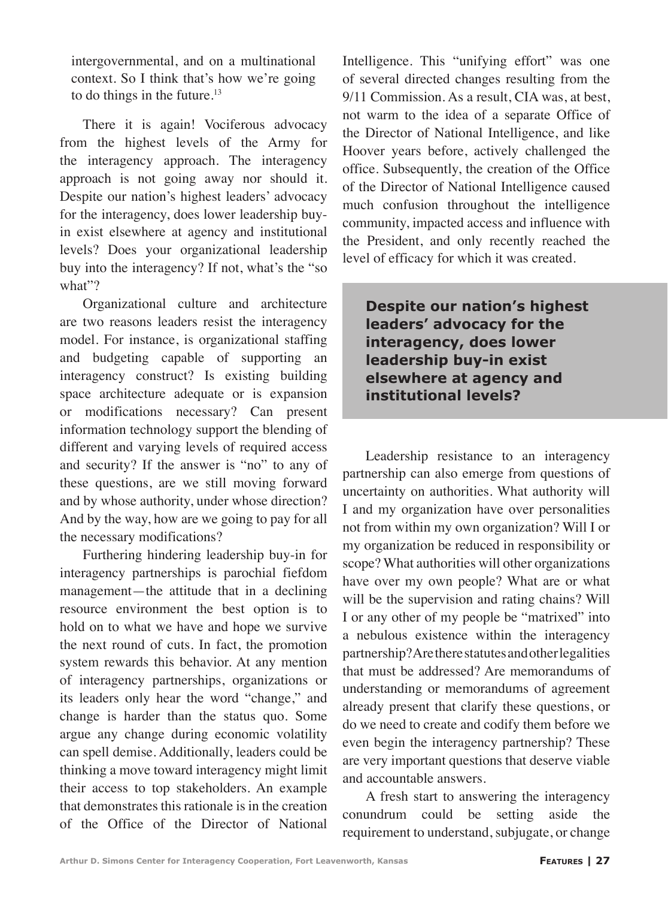intergovernmental, and on a multinational context. So I think that's how we're going to do things in the future.[13]

There it is again! Vociferous advocacy from the highest levels of the Army for the interagency approach. The interagency approach is not going away nor should it. Despite our nation's highest leaders' advocacy for the interagency, does lower leadership buy-in exist elsewhere at agency and institutional levels? Does your organizational leadership buy into the interagency? If not, what's the "so what"?

Organizational culture and architecture are two reasons leaders resist the interagency model. For instance, is organizational staffing and budgeting capable of supporting an interagency construct? Is existing building space architecture adequate or is expansion or modifications necessary? Can present information technology support the blending of different and varying levels of required access and security? If the answer is "no" to any of these questions, are we still moving forward and by whose authority, under whose direction? And by the way, how are we going to pay for all the necessary modifications?

Furthering hindering leadership buy-in for interagency partnerships is parochial fiefdom management—the attitude that in a declining resource environment the best option is to hold on to what we have and hope we survive the next round of cuts. In fact, the promotion system rewards this behavior. At any mention of interagency partnerships, organizations or its leaders only hear the word "change," and change is harder than the status quo. Some argue any change during economic volatility can spell demise. Additionally, leaders could be thinking a move toward interagency might limit their access to top stakeholders. An example that demonstrates this rationale is in the creation of the Office of the Director of National Intelligence. This "unifying effort" was one of several directed changes resulting from the 9/11 Commission. As a result, CIA was, at best, not warm to the idea of a separate Office of the Director of National Intelligence, and like Hoover years before, actively challenged the office. Subsequently, the creation of the Office of the Director of National Intelligence caused much confusion throughout the intelligence community, impacted access and influence with the President, and only recently reached the level of efficacy for which it was created.

**Despite our nation's highest leaders' advocacy for the interagency, does lower leadership buy-in exist elsewhere at agency and institutional levels?**

Leadership resistance to an interagency partnership can also emerge from questions of uncertainty on authorities. What authority will I and my organization have over personalities not from within my own organization? Will I or my organization be reduced in responsibility or scope? What authorities will other organizations have over my own people? What are or what will be the supervision and rating chains? Will I or any other of my people be "matrixed" into a nebulous existence within the interagency partnership? Are there statutes and other legalities that must be addressed? Are memorandums of understanding or memorandums of agreement already present that clarify these questions, or do we need to create and codify them before we even begin the interagency partnership? These are very important questions that deserve viable and accountable answers.

A fresh start to answering the interagency conundrum could be setting aside the requirement to understand, subjugate, or change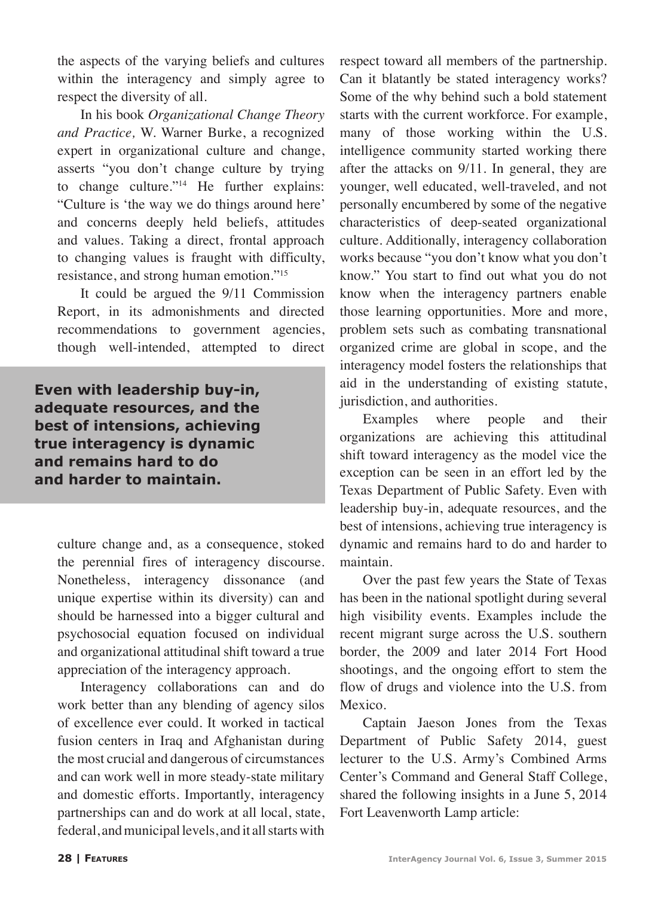the aspects of the varying beliefs and cultures within the interagency and simply agree to respect the diversity of all.

In his book *Organizational Change Theory and Practice,* W. Warner Burke, a recognized expert in organizational culture and change, asserts "you don't change culture by trying to change culture."[14] He further explains: "Culture is 'the way we do things around here' and concerns deeply held beliefs, attitudes and values. Taking a direct, frontal approach to changing values is fraught with difficulty, resistance, and strong human emotion."[15]

It could be argued the 9/11 Commission Report, in its admonishments and directed recommendations to government agencies, though well-intended, attempted to direct culture change and, as a consequence, stoked the perennial fires of interagency discourse. Nonetheless, interagency dissonance (and unique expertise within its diversity) can and should be harnessed into a bigger cultural and psychosocial equation focused on individual and organizational attitudinal shift toward a true appreciation of the interagency approach.

**Even with leadership buy-in, adequate resources, and the best of intensions, achieving true interagency is dynamic and remains hard to do and harder to maintain.**

Interagency collaborations can and do work better than any blending of agency silos of excellence ever could. It worked in tactical fusion centers in Iraq and Afghanistan during the most crucial and dangerous of circumstances and can work well in more steady-state military and domestic efforts. Importantly, interagency partnerships can and do work at all local, state, federal, and municipal levels, and it all starts with respect toward all members of the partnership. Can it blatantly be stated interagency works? Some of the why behind such a bold statement starts with the current workforce. For example, many of those working within the U.S. intelligence community started working there after the attacks on 9/11. In general, they are younger, well educated, well-traveled, and not personally encumbered by some of the negative characteristics of deep-seated organizational culture. Additionally, interagency collaboration works because "you don't know what you don't know." You start to find out what you do not know when the interagency partners enable those learning opportunities. More and more, problem sets such as combating transnational organized crime are global in scope, and the interagency model fosters the relationships that aid in the understanding of existing statute, jurisdiction, and authorities.

Examples where people and their organizations are achieving this attitudinal shift toward interagency as the model vice the exception can be seen in an effort led by the Texas Department of Public Safety. Even with leadership buy-in, adequate resources, and the best of intensions, achieving true interagency is dynamic and remains hard to do and harder to maintain.

Over the past few years the State of Texas has been in the national spotlight during several high visibility events. Examples include the recent migrant surge across the U.S. southern border, the 2009 and later 2014 Fort Hood shootings, and the ongoing effort to stem the flow of drugs and violence into the U.S. from Mexico.

Captain Jaeson Jones from the Texas Department of Public Safety 2014, guest lecturer to the U.S. Army's Combined Arms Center's Command and General Staff College, shared the following insights in a June 5, 2014 Fort Leavenworth Lamp article: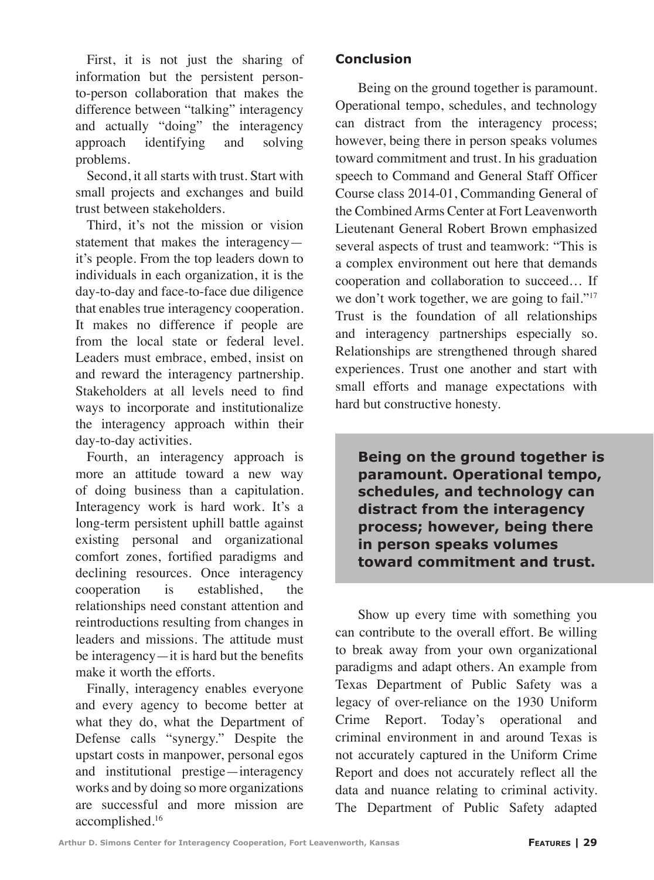First, it is not just the sharing of information but the persistent person-to-person collaboration that makes the difference between "talking" interagency and actually "doing" the interagency approach identifying and solving problems.

Second, it all starts with trust. Start with small projects and exchanges and build trust between stakeholders.

Third, it's not the mission or vision statement that makes the interagency—it's people. From the top leaders down to individuals in each organization, it is the day-to-day and face-to-face due diligence that enables true interagency cooperation. It makes no difference if people are from the local state or federal level. Leaders must embrace, embed, insist on and reward the interagency partnership. Stakeholders at all levels need to find ways to incorporate and institutionalize the interagency approach within their day-to-day activities.

Fourth, an interagency approach is more an attitude toward a new way of doing business than a capitulation. Interagency work is hard work. It's a long-term persistent uphill battle against existing personal and organizational comfort zones, fortified paradigms and declining resources. Once interagency cooperation is established, the relationships need constant attention and reintroductions resulting from changes in leaders and missions. The attitude must be interagency—it is hard but the benefits make it worth the efforts.

Finally, interagency enables everyone and every agency to become better at what they do, what the Department of Defense calls "synergy." Despite the upstart costs in manpower, personal egos and institutional prestige—interagency works and by doing so more organizations are successful and more mission are accomplished.[16]

## Conclusion

Being on the ground together is paramount. Operational tempo, schedules, and technology can distract from the interagency process; however, being there in person speaks volumes toward commitment and trust. In his graduation speech to Command and General Staff Officer Course class 2014-01, Commanding General of the Combined Arms Center at Fort Leavenworth Lieutenant General Robert Brown emphasized several aspects of trust and teamwork: "This is a complex environment out here that demands cooperation and collaboration to succeed… If we don't work together, we are going to fail."[17] Trust is the foundation of all relationships and interagency partnerships especially so. Relationships are strengthened through shared experiences. Trust one another and start with small efforts and manage expectations with hard but constructive honesty.

**Being on the ground together is paramount. Operational tempo, schedules, and technology can distract from the interagency process; however, being there in person speaks volumes toward commitment and trust.**

Show up every time with something you can contribute to the overall effort. Be willing to break away from your own organizational paradigms and adapt others. An example from Texas Department of Public Safety was a legacy of over-reliance on the 1930 Uniform Crime Report. Today's operational and criminal environment in and around Texas is not accurately captured in the Uniform Crime Report and does not accurately reflect all the data and nuance relating to criminal activity. The Department of Public Safety adapted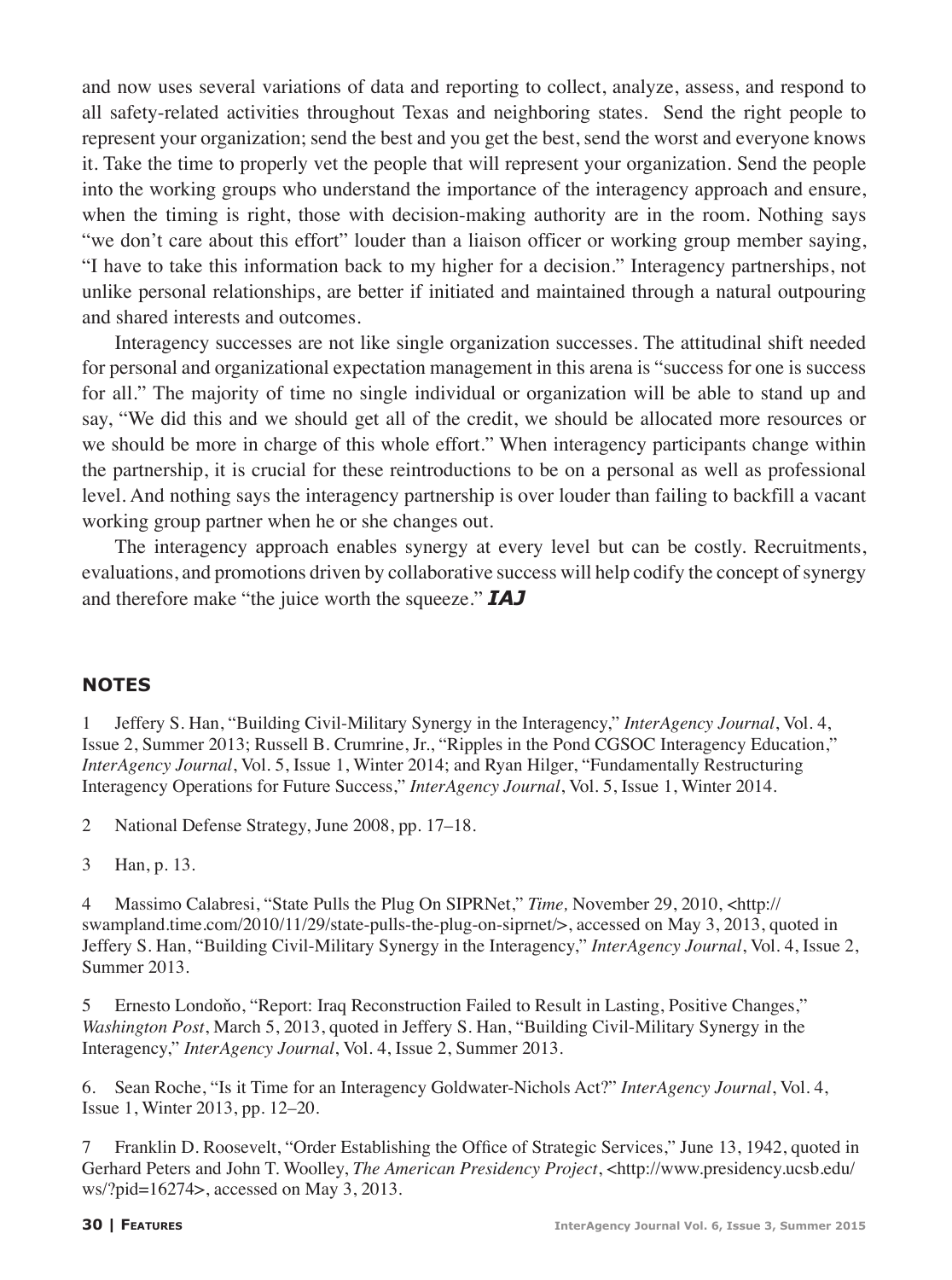and now uses several variations of data and reporting to collect, analyze, assess, and respond to all safety-related activities throughout Texas and neighboring states. Send the right people to represent your organization; send the best and you get the best, send the worst and everyone knows it. Take the time to properly vet the people that will represent your organization. Send the people into the working groups who understand the importance of the interagency approach and ensure, when the timing is right, those with decision-making authority are in the room. Nothing says "we don't care about this effort" louder than a liaison officer or working group member saying, "I have to take this information back to my higher for a decision." Interagency partnerships, not unlike personal relationships, are better if initiated and maintained through a natural outpouring and shared interests and outcomes.

Interagency successes are not like single organization successes. The attitudinal shift needed for personal and organizational expectation management in this arena is "success for one is success for all." The majority of time no single individual or organization will be able to stand up and say, "We did this and we should get all of the credit, we should be allocated more resources or we should be more in charge of this whole effort." When interagency participants change within the partnership, it is crucial for these reintroductions to be on a personal as well as professional level. And nothing says the interagency partnership is over louder than failing to backfill a vacant working group partner when he or she changes out.

The interagency approach enables synergy at every level but can be costly. Recruitments, evaluations, and promotions driven by collaborative success will help codify the concept of synergy and therefore make "the juice worth the squeeze." ***IAJ***

## NOTES

1 Jeffery S. Han, "Building Civil-Military Synergy in the Interagency," *InterAgency Journal*, Vol. 4, Issue 2, Summer 2013; Russell B. Crumrine, Jr., "Ripples in the Pond CGSOC Interagency Education," *InterAgency Journal*, Vol. 5, Issue 1, Winter 2014; and Ryan Hilger, "Fundamentally Restructuring Interagency Operations for Future Success," *InterAgency Journal*, Vol. 5, Issue 1, Winter 2014.

2 National Defense Strategy, June 2008, pp. 17–18.

3 Han, p. 13.

4 Massimo Calabresi, "State Pulls the Plug On SIPRNet," *Time,* November 29, 2010, <http://swampland.time.com/2010/11/29/state-pulls-the-plug-on-siprnet/>, accessed on May 3, 2013, quoted in Jeffery S. Han, "Building Civil-Military Synergy in the Interagency," *InterAgency Journal*, Vol. 4, Issue 2, Summer 2013.

5 Ernesto Londoňo, "Report: Iraq Reconstruction Failed to Result in Lasting, Positive Changes," *Washington Post*, March 5, 2013, quoted in Jeffery S. Han, "Building Civil-Military Synergy in the Interagency," *InterAgency Journal*, Vol. 4, Issue 2, Summer 2013.

6. Sean Roche, "Is it Time for an Interagency Goldwater-Nichols Act?" *InterAgency Journal*, Vol. 4, Issue 1, Winter 2013, pp. 12–20.

7 Franklin D. Roosevelt, "Order Establishing the Office of Strategic Services," June 13, 1942, quoted in Gerhard Peters and John T. Woolley, *The American Presidency Project*, <http://www.presidency.ucsb.edu/ws/?pid=16274>, accessed on May 3, 2013.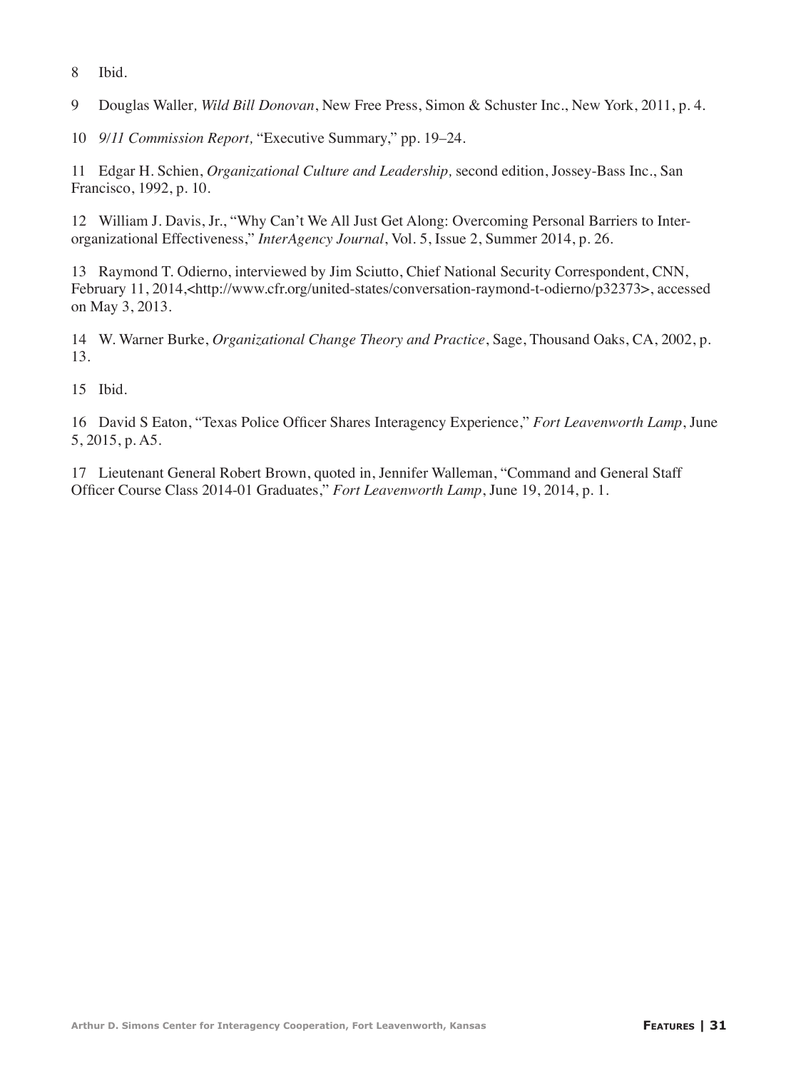8 Ibid.

9 Douglas Waller, *Wild Bill Donovan*, New Free Press, Simon & Schuster Inc., New York, 2011, p. 4.

10 *9/11 Commission Report,* "Executive Summary," pp. 19–24.

11 Edgar H. Schien, *Organizational Culture and Leadership,* second edition, Jossey-Bass Inc., San Francisco, 1992, p. 10.

12 William J. Davis, Jr., "Why Can't We All Just Get Along: Overcoming Personal Barriers to Inter-organizational Effectiveness," *InterAgency Journal*, Vol. 5, Issue 2, Summer 2014, p. 26.

13 Raymond T. Odierno, interviewed by Jim Sciutto, Chief National Security Correspondent, CNN, February 11, 2014,<http://www.cfr.org/united-states/conversation-raymond-t-odierno/p32373>, accessed on May 3, 2013.

14 W. Warner Burke, *Organizational Change Theory and Practice*, Sage, Thousand Oaks, CA, 2002, p. 13.

15 Ibid.

16 David S Eaton, "Texas Police Officer Shares Interagency Experience," *Fort Leavenworth Lamp*, June 5, 2015, p. A5.

17 Lieutenant General Robert Brown, quoted in, Jennifer Walleman, "Command and General Staff Officer Course Class 2014-01 Graduates," *Fort Leavenworth Lamp*, June 19, 2014, p. 1.